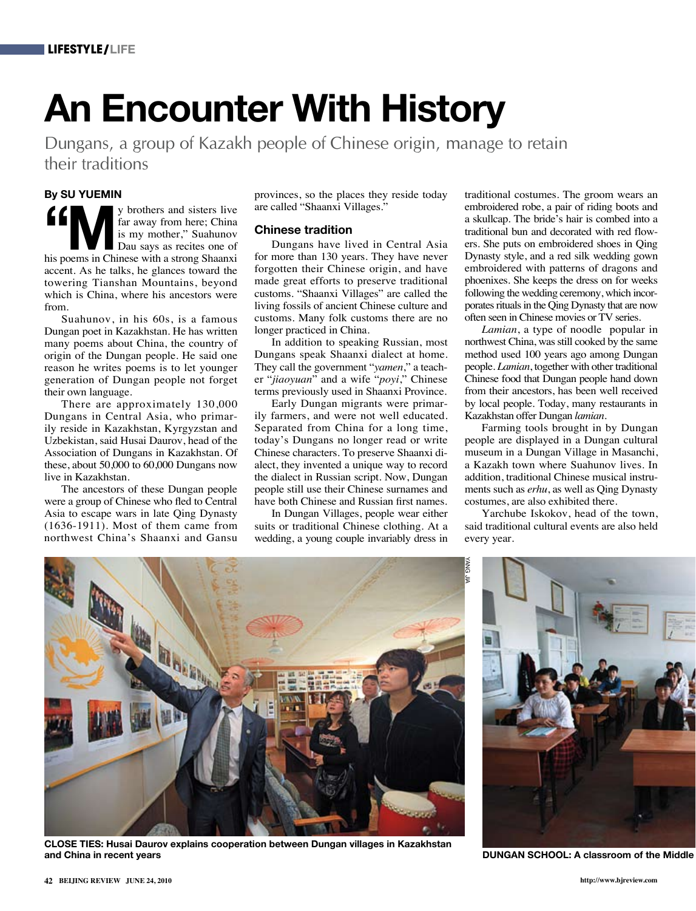# An Encounter With History

Dungans, a group of Kazakh people of Chinese origin, manage to retain their traditions

**By SU YUEMIN**

"My brothers and sisters live far away from here; China is my mother," Suahunov Dau says as recites one of his poems in Chinese with a strong Shaanxi accent. As he talks, he glances toward the towering Tianshan Mountains, beyond which is China, where his ancestors were from.

Suahunov, in his 60s, is a famous Dungan poet in Kazakhstan. He has written many poems about China, the country of origin of the Dungan people. He said one reason he writes poems is to let younger generation of Dungan people not forget their own language.

There are approximately 130,000 Dungans in Central Asia, who primarily reside in Kazakhstan, Kyrgyzstan and Uzbekistan, said Husai Daurov, head of the Association of Dungans in Kazakhstan. Of these, about 50,000 to 60,000 Dungans now live in Kazakhstan.

The ancestors of these Dungan people were a group of Chinese who fled to Central Asia to escape wars in late Qing Dynasty (1636-1911). Most of them came from northwest China's Shaanxi and Gansu provinces, so the places they reside today are called "Shaanxi Villages."

## Chinese tradition

Dungans have lived in Central Asia for more than 130 years. They have never forgotten their Chinese origin, and have made great efforts to preserve traditional customs. "Shaanxi Villages" are called the living fossils of ancient Chinese culture and customs. Many folk customs there are no longer practiced in China.

In addition to speaking Russian, most Dungans speak Shaanxi dialect at home. They call the government "*yamen*," a teacher "*jiaoyuan*" and a wife "*poyi*," Chinese terms previously used in Shaanxi Province.

Early Dungan migrants were primarily farmers, and were not well educated. Separated from China for a long time, today's Dungans no longer read or write Chinese characters. To preserve Shaanxi dialect, they invented a unique way to record the dialect in Russian script. Now, Dungan people still use their Chinese surnames and have both Chinese and Russian first names.

In Dungan Villages, people wear either suits or traditional Chinese clothing. At a wedding, a young couple invariably dress in traditional costumes. The groom wears an embroidered robe, a pair of riding boots and a skullcap. The bride's hair is combed into a traditional bun and decorated with red flowers. She puts on embroidered shoes in Qing Dynasty style, and a red silk wedding gown embroidered with patterns of dragons and phoenixes. She keeps the dress on for weeks following the wedding ceremony, which incorporates rituals in the Qing Dynasty that are now often seen in Chinese movies or TV series.

*Lamian*, a type of noodle popular in northwest China, was still cooked by the same method used 100 years ago among Dungan people. *Lamian*, together with other traditional Chinese food that Dungan people hand down from their ancestors, has been well received by local people. Today, many restaurants in Kazakhstan offer Dungan *lamian*.

Farming tools brought in by Dungan people are displayed in a Dungan cultural museum in a Dungan Village in Masanchi, a Kazakh town where Suahunov lives. In addition, traditional Chinese musical instruments such as *erhu*, as well as Qing Dynasty costumes, are also exhibited there.

Yarchube Iskokov, head of the town, said traditional cultural events are also held every year.

YANG JIA

**CLOSE TIES: Husai Daurov explains cooperation between Dungan villages in Kazakhstan and China in recent years**

**DUNGAN SCHOOL: A classroom of the Middle**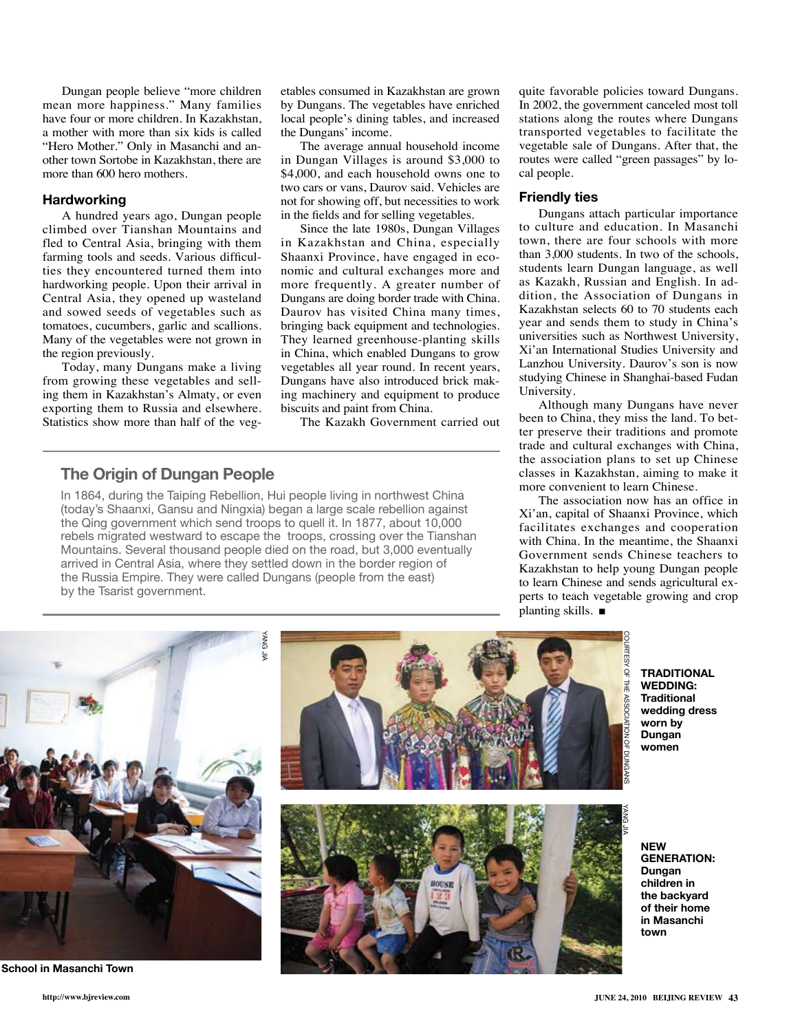Dungan people believe "more children mean more happiness." Many families have four or more children. In Kazakhstan, a mother with more than six kids is called "Hero Mother." Only in Masanchi and another town Sortobe in Kazakhstan, there are more than 600 hero mothers.

### Hardworking

A hundred years ago, Dungan people climbed over Tianshan Mountains and fled to Central Asia, bringing with them farming tools and seeds. Various difficulties they encountered turned them into hardworking people. Upon their arrival in Central Asia, they opened up wasteland and sowed seeds of vegetables such as tomatoes, cucumbers, garlic and scallions. Many of the vegetables were not grown in the region previously.

Today, many Dungans make a living from growing these vegetables and selling them in Kazakhstan's Almaty, or even exporting them to Russia and elsewhere. Statistics show more than half of the vegetables consumed in Kazakhstan are grown by Dungans. The vegetables have enriched local people's dining tables, and increased the Dungans' income.

The average annual household income in Dungan Villages is around $3,000 to $4,000, and each household owns one to two cars or vans, Daurov said. Vehicles are not for showing off, but necessities to work in the fields and for selling vegetables.

Since the late 1980s, Dungan Villages in Kazakhstan and China, especially Shaanxi Province, have engaged in economic and cultural exchanges more and more frequently. A greater number of Dungans are doing border trade with China. Daurov has visited China many times, bringing back equipment and technologies. They learned greenhouse-planting skills in China, which enabled Dungans to grow vegetables all year round. In recent years, Dungans have also introduced brick making machinery and equipment to produce biscuits and paint from China.

The Kazakh Government carried out quite favorable policies toward Dungans. In 2002, the government canceled most toll stations along the routes where Dungans transported vegetables to facilitate the vegetable sale of Dungans. After that, the routes were called "green passages" by local people.

### Friendly ties

Dungans attach particular importance to culture and education. In Masanchi town, there are four schools with more than 3,000 students. In two of the schools, students learn Dungan language, as well as Kazakh, Russian and English. In addition, the Association of Dungans in Kazakhstan selects 60 to 70 students each year and sends them to study in China's universities such as Northwest University, Xi'an International Studies University and Lanzhou University. Daurov's son is now studying Chinese in Shanghai-based Fudan University.

Although many Dungans have never been to China, they miss the land. To better preserve their traditions and promote trade and cultural exchanges with China, the association plans to set up Chinese classes in Kazakhstan, aiming to make it more convenient to learn Chinese.

The association now has an office in Xi'an, capital of Shaanxi Province, which facilitates exchanges and cooperation with China. In the meantime, the Shaanxi Government sends Chinese teachers to Kazakhstan to help young Dungan people to learn Chinese and sends agricultural experts to teach vegetable growing and crop planting skills. ■

## The Origin of Dungan People

In 1864, during the Taiping Rebellion, Hui people living in northwest China (today's Shaanxi, Gansu and Ningxia) began a large scale rebellion against the Qing government which send troops to quell it. In 1877, about 10,000 rebels migrated westward to escape the troops, crossing over the Tianshan Mountains. Several thousand people died on the road, but 3,000 eventually arrived in Central Asia, where they settled down in the border region of the Russia Empire. They were called Dungans (people from the east) by the Tsarist government.

YANG JIA

**School in Masanchi Town**

COURTESY OF THE ASSOCIATION OF DUNGANS

**TRADITIONAL WEDDING: Traditional wedding dress worn by Dungan women**

YANG JIA

**NEW GENERATION: Dungan children in the backyard of their home in Masanchi town**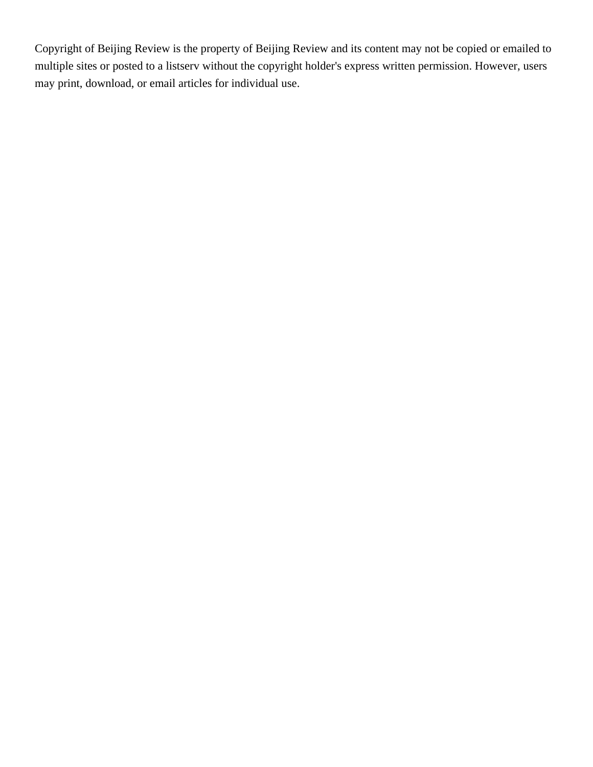Copyright of Beijing Review is the property of Beijing Review and its content may not be copied or emailed to multiple sites or posted to a listserv without the copyright holder's express written permission. However, users may print, download, or email articles for individual use.